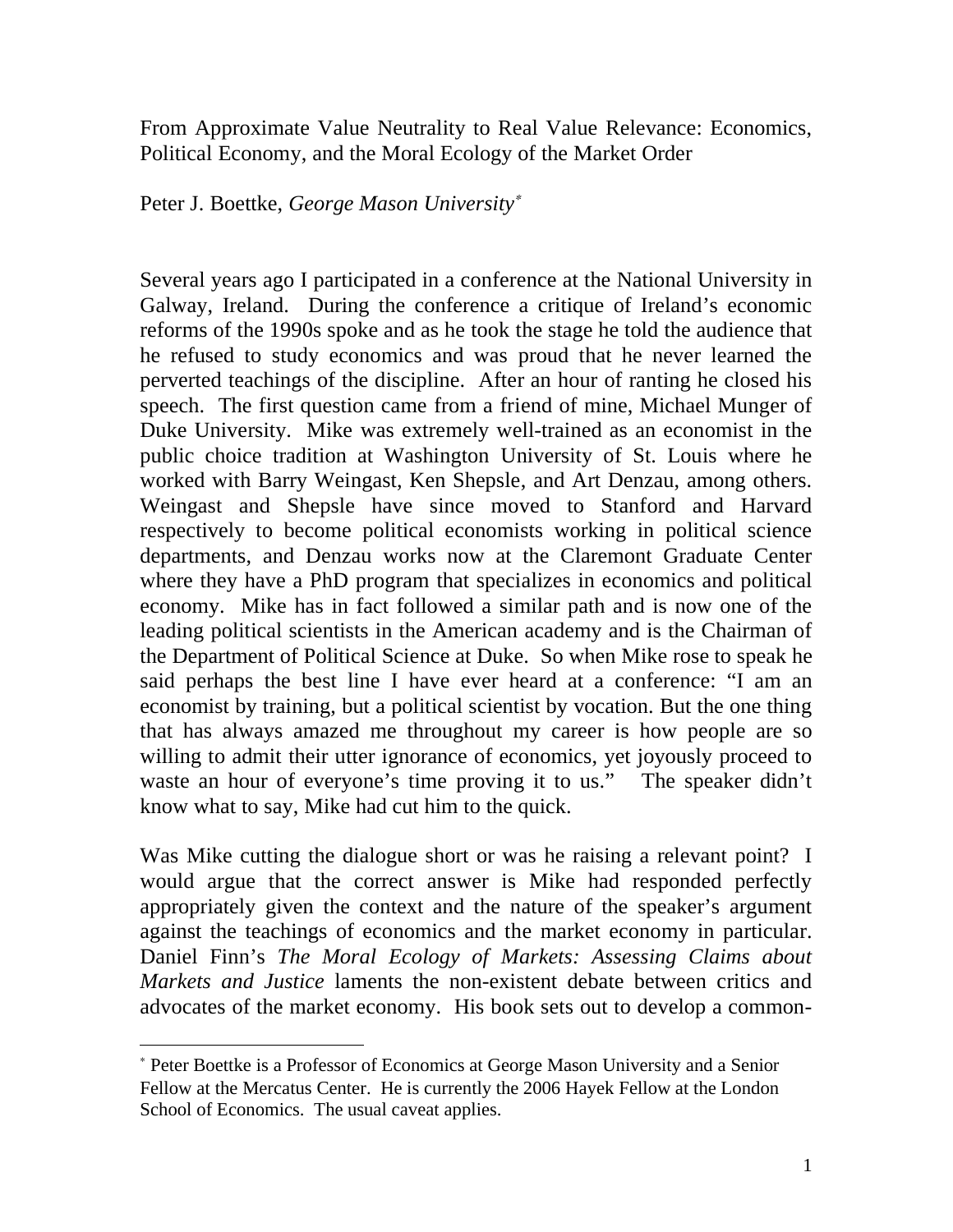From Approximate Value Neutrality to Real Value Relevance: Economics, Political Economy, and the Moral Ecology of the Market Order

Peter J. Boettke, *George Mason University*[*]

Several years ago I participated in a conference at the National University in Galway, Ireland. During the conference a critique of Ireland's economic reforms of the 1990s spoke and as he took the stage he told the audience that he refused to study economics and was proud that he never learned the perverted teachings of the discipline. After an hour of ranting he closed his speech. The first question came from a friend of mine, Michael Munger of Duke University. Mike was extremely well-trained as an economist in the public choice tradition at Washington University of St. Louis where he worked with Barry Weingast, Ken Shepsle, and Art Denzau, among others. Weingast and Shepsle have since moved to Stanford and Harvard respectively to become political economists working in political science departments, and Denzau works now at the Claremont Graduate Center where they have a PhD program that specializes in economics and political economy. Mike has in fact followed a similar path and is now one of the leading political scientists in the American academy and is the Chairman of the Department of Political Science at Duke. So when Mike rose to speak he said perhaps the best line I have ever heard at a conference: "I am an economist by training, but a political scientist by vocation. But the one thing that has always amazed me throughout my career is how people are so willing to admit their utter ignorance of economics, yet joyously proceed to waste an hour of everyone's time proving it to us." The speaker didn't know what to say, Mike had cut him to the quick.

Was Mike cutting the dialogue short or was he raising a relevant point? I would argue that the correct answer is Mike had responded perfectly appropriately given the context and the nature of the speaker's argument against the teachings of economics and the market economy in particular. Daniel Finn's *The Moral Ecology of Markets: Assessing Claims about Markets and Justice* laments the non-existent debate between critics and advocates of the market economy. His book sets out to develop a common-

[*] Peter Boettke is a Professor of Economics at George Mason University and a Senior Fellow at the Mercatus Center. He is currently the 2006 Hayek Fellow at the London School of Economics. The usual caveat applies.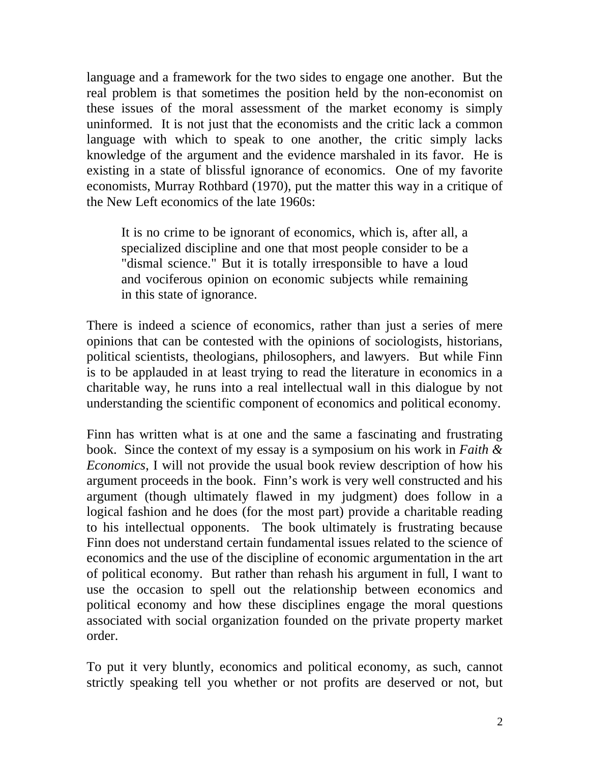language and a framework for the two sides to engage one another. But the real problem is that sometimes the position held by the non-economist on these issues of the moral assessment of the market economy is simply uninformed. It is not just that the economists and the critic lack a common language with which to speak to one another, the critic simply lacks knowledge of the argument and the evidence marshaled in its favor. He is existing in a state of blissful ignorance of economics. One of my favorite economists, Murray Rothbard (1970), put the matter this way in a critique of the New Left economics of the late 1960s:

> It is no crime to be ignorant of economics, which is, after all, a specialized discipline and one that most people consider to be a "dismal science." But it is totally irresponsible to have a loud and vociferous opinion on economic subjects while remaining in this state of ignorance.

There is indeed a science of economics, rather than just a series of mere opinions that can be contested with the opinions of sociologists, historians, political scientists, theologians, philosophers, and lawyers. But while Finn is to be applauded in at least trying to read the literature in economics in a charitable way, he runs into a real intellectual wall in this dialogue by not understanding the scientific component of economics and political economy.

Finn has written what is at one and the same a fascinating and frustrating book. Since the context of my essay is a symposium on his work in *Faith & Economics*, I will not provide the usual book review description of how his argument proceeds in the book. Finn's work is very well constructed and his argument (though ultimately flawed in my judgment) does follow in a logical fashion and he does (for the most part) provide a charitable reading to his intellectual opponents. The book ultimately is frustrating because Finn does not understand certain fundamental issues related to the science of economics and the use of the discipline of economic argumentation in the art of political economy. But rather than rehash his argument in full, I want to use the occasion to spell out the relationship between economics and political economy and how these disciplines engage the moral questions associated with social organization founded on the private property market order.

To put it very bluntly, economics and political economy, as such, cannot strictly speaking tell you whether or not profits are deserved or not, but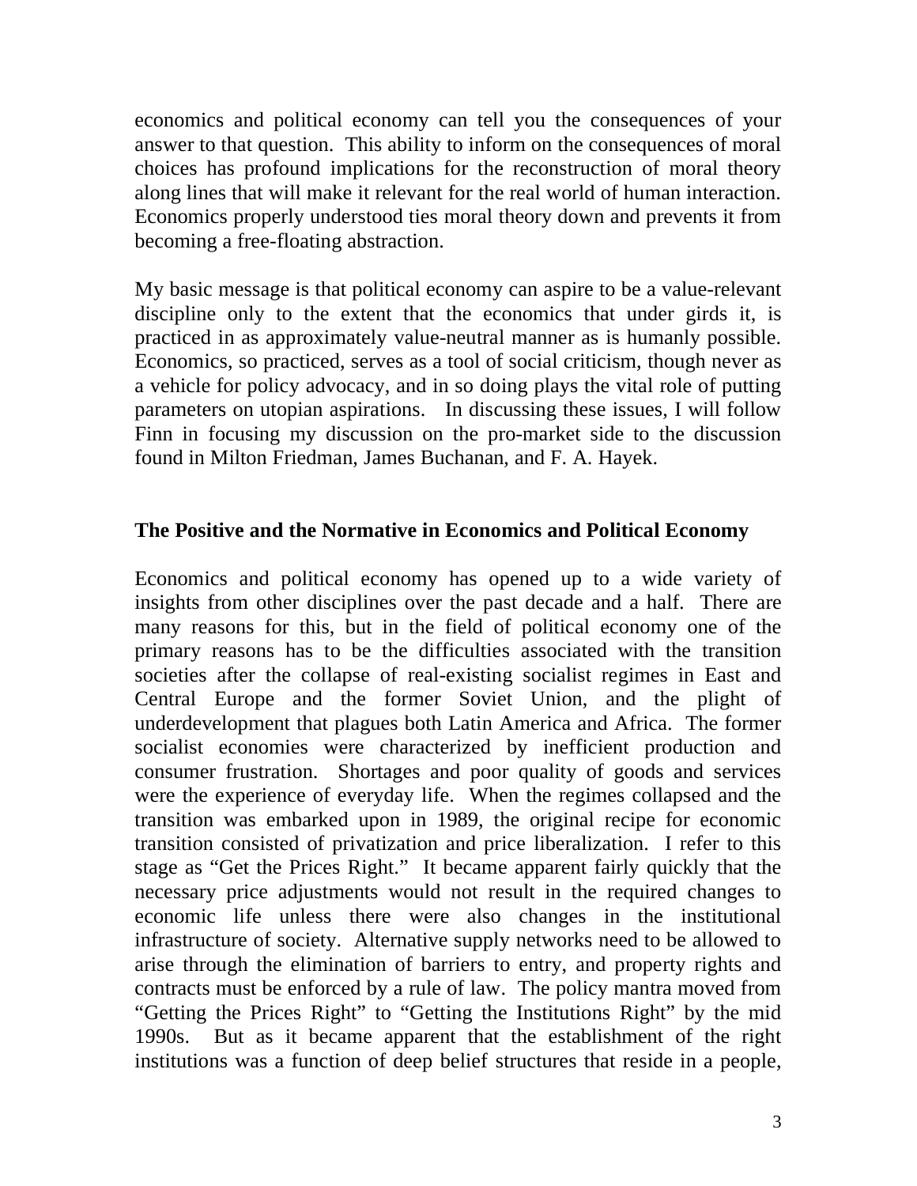economics and political economy can tell you the consequences of your answer to that question. This ability to inform on the consequences of moral choices has profound implications for the reconstruction of moral theory along lines that will make it relevant for the real world of human interaction. Economics properly understood ties moral theory down and prevents it from becoming a free-floating abstraction.

My basic message is that political economy can aspire to be a value-relevant discipline only to the extent that the economics that under girds it, is practiced in as approximately value-neutral manner as is humanly possible. Economics, so practiced, serves as a tool of social criticism, though never as a vehicle for policy advocacy, and in so doing plays the vital role of putting parameters on utopian aspirations. In discussing these issues, I will follow Finn in focusing my discussion on the pro-market side to the discussion found in Milton Friedman, James Buchanan, and F. A. Hayek.

## The Positive and the Normative in Economics and Political Economy

Economics and political economy has opened up to a wide variety of insights from other disciplines over the past decade and a half. There are many reasons for this, but in the field of political economy one of the primary reasons has to be the difficulties associated with the transition societies after the collapse of real-existing socialist regimes in East and Central Europe and the former Soviet Union, and the plight of underdevelopment that plagues both Latin America and Africa. The former socialist economies were characterized by inefficient production and consumer frustration. Shortages and poor quality of goods and services were the experience of everyday life. When the regimes collapsed and the transition was embarked upon in 1989, the original recipe for economic transition consisted of privatization and price liberalization. I refer to this stage as "Get the Prices Right." It became apparent fairly quickly that the necessary price adjustments would not result in the required changes to economic life unless there were also changes in the institutional infrastructure of society. Alternative supply networks need to be allowed to arise through the elimination of barriers to entry, and property rights and contracts must be enforced by a rule of law. The policy mantra moved from "Getting the Prices Right" to "Getting the Institutions Right" by the mid 1990s. But as it became apparent that the establishment of the right institutions was a function of deep belief structures that reside in a people,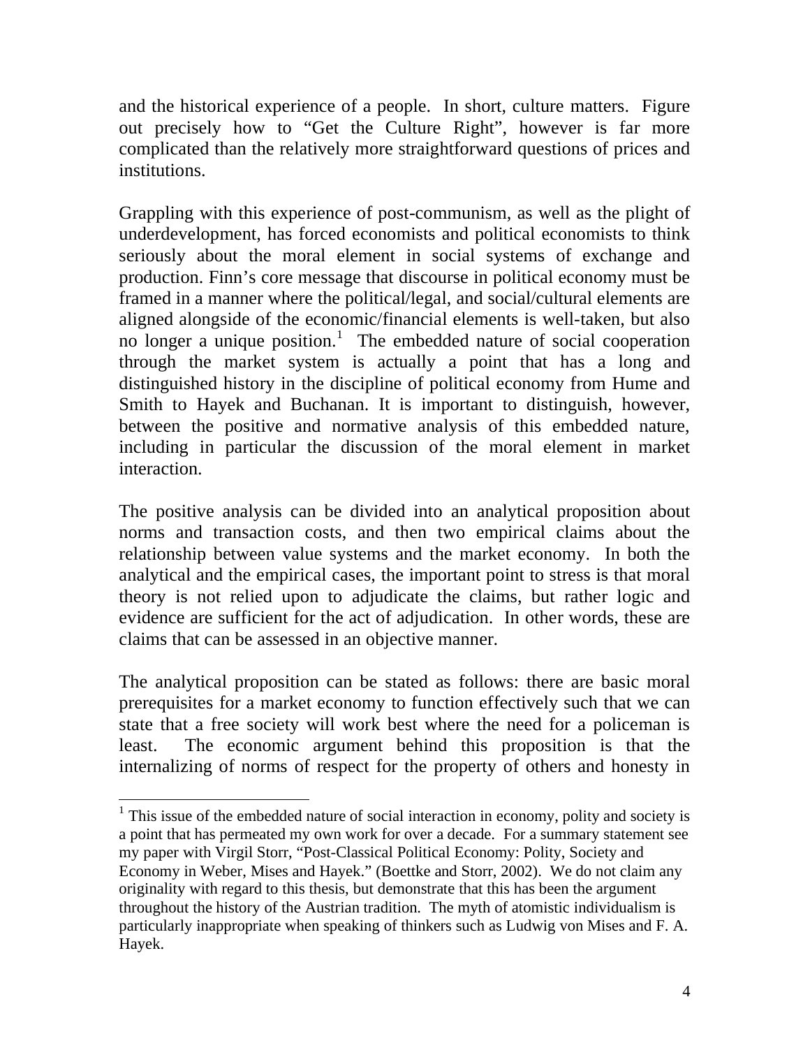and the historical experience of a people. In short, culture matters. Figure out precisely how to "Get the Culture Right", however is far more complicated than the relatively more straightforward questions of prices and institutions.

Grappling with this experience of post-communism, as well as the plight of underdevelopment, has forced economists and political economists to think seriously about the moral element in social systems of exchange and production. Finn's core message that discourse in political economy must be framed in a manner where the political/legal, and social/cultural elements are aligned alongside of the economic/financial elements is well-taken, but also no longer a unique position.[1] The embedded nature of social cooperation through the market system is actually a point that has a long and distinguished history in the discipline of political economy from Hume and Smith to Hayek and Buchanan. It is important to distinguish, however, between the positive and normative analysis of this embedded nature, including in particular the discussion of the moral element in market interaction.

The positive analysis can be divided into an analytical proposition about norms and transaction costs, and then two empirical claims about the relationship between value systems and the market economy. In both the analytical and the empirical cases, the important point to stress is that moral theory is not relied upon to adjudicate the claims, but rather logic and evidence are sufficient for the act of adjudication. In other words, these are claims that can be assessed in an objective manner.

The analytical proposition can be stated as follows: there are basic moral prerequisites for a market economy to function effectively such that we can state that a free society will work best where the need for a policeman is least. The economic argument behind this proposition is that the internalizing of norms of respect for the property of others and honesty in

---

[1] This issue of the embedded nature of social interaction in economy, polity and society is a point that has permeated my own work for over a decade. For a summary statement see my paper with Virgil Storr, "Post-Classical Political Economy: Polity, Society and Economy in Weber, Mises and Hayek." (Boettke and Storr, 2002). We do not claim any originality with regard to this thesis, but demonstrate that this has been the argument throughout the history of the Austrian tradition. The myth of atomistic individualism is particularly inappropriate when speaking of thinkers such as Ludwig von Mises and F. A. Hayek.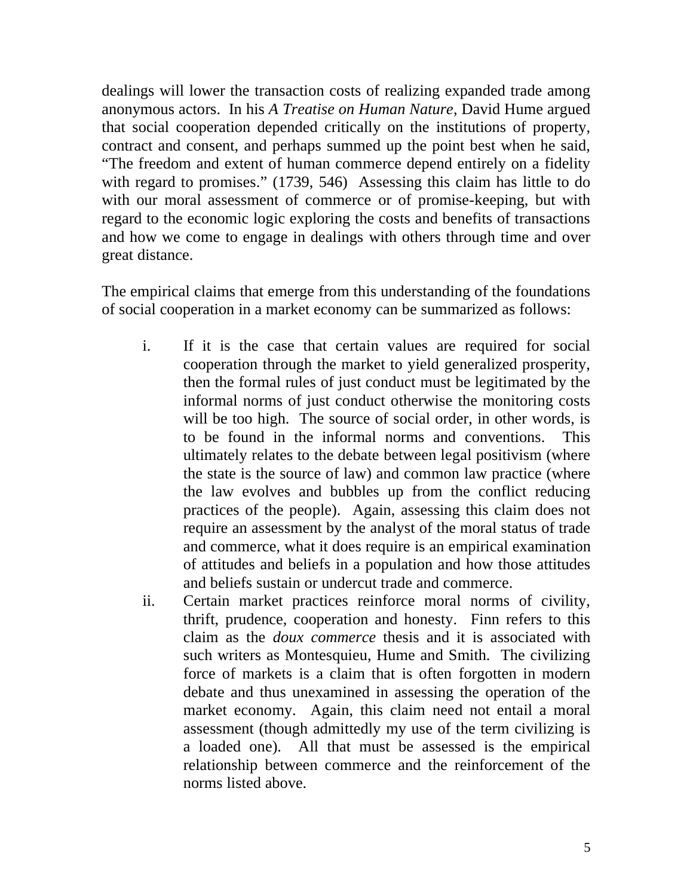dealings will lower the transaction costs of realizing expanded trade among anonymous actors. In his *A Treatise on Human Nature*, David Hume argued that social cooperation depended critically on the institutions of property, contract and consent, and perhaps summed up the point best when he said, "The freedom and extent of human commerce depend entirely on a fidelity with regard to promises." (1739, 546) Assessing this claim has little to do with our moral assessment of commerce or of promise-keeping, but with regard to the economic logic exploring the costs and benefits of transactions and how we come to engage in dealings with others through time and over great distance.

The empirical claims that emerge from this understanding of the foundations of social cooperation in a market economy can be summarized as follows:

i. If it is the case that certain values are required for social cooperation through the market to yield generalized prosperity, then the formal rules of just conduct must be legitimated by the informal norms of just conduct otherwise the monitoring costs will be too high. The source of social order, in other words, is to be found in the informal norms and conventions. This ultimately relates to the debate between legal positivism (where the state is the source of law) and common law practice (where the law evolves and bubbles up from the conflict reducing practices of the people). Again, assessing this claim does not require an assessment by the analyst of the moral status of trade and commerce, what it does require is an empirical examination of attitudes and beliefs in a population and how those attitudes and beliefs sustain or undercut trade and commerce.

ii. Certain market practices reinforce moral norms of civility, thrift, prudence, cooperation and honesty. Finn refers to this claim as the *doux commerce* thesis and it is associated with such writers as Montesquieu, Hume and Smith. The civilizing force of markets is a claim that is often forgotten in modern debate and thus unexamined in assessing the operation of the market economy. Again, this claim need not entail a moral assessment (though admittedly my use of the term civilizing is a loaded one). All that must be assessed is the empirical relationship between commerce and the reinforcement of the norms listed above.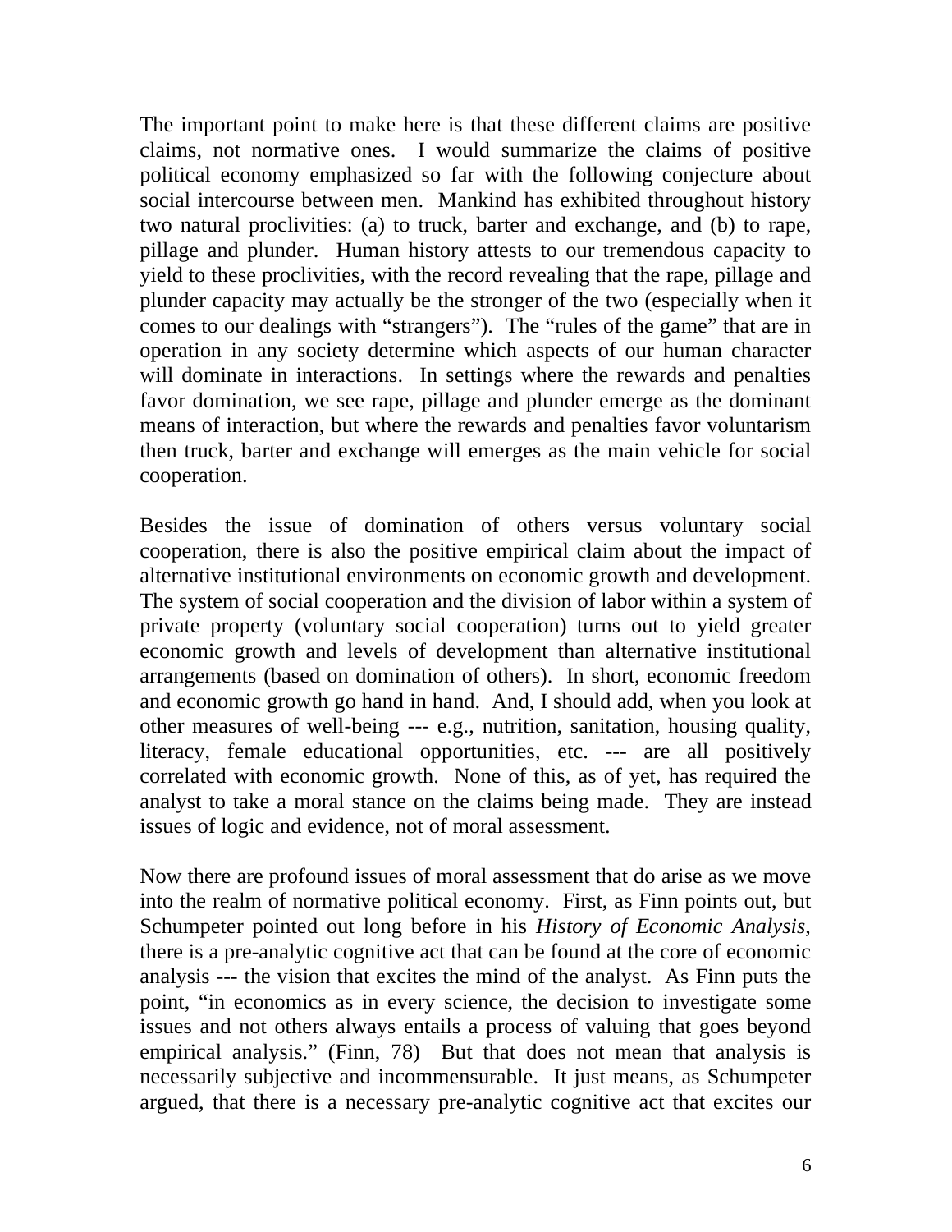The important point to make here is that these different claims are positive claims, not normative ones. I would summarize the claims of positive political economy emphasized so far with the following conjecture about social intercourse between men. Mankind has exhibited throughout history two natural proclivities: (a) to truck, barter and exchange, and (b) to rape, pillage and plunder. Human history attests to our tremendous capacity to yield to these proclivities, with the record revealing that the rape, pillage and plunder capacity may actually be the stronger of the two (especially when it comes to our dealings with "strangers"). The "rules of the game" that are in operation in any society determine which aspects of our human character will dominate in interactions. In settings where the rewards and penalties favor domination, we see rape, pillage and plunder emerge as the dominant means of interaction, but where the rewards and penalties favor voluntarism then truck, barter and exchange will emerges as the main vehicle for social cooperation.

Besides the issue of domination of others versus voluntary social cooperation, there is also the positive empirical claim about the impact of alternative institutional environments on economic growth and development. The system of social cooperation and the division of labor within a system of private property (voluntary social cooperation) turns out to yield greater economic growth and levels of development than alternative institutional arrangements (based on domination of others). In short, economic freedom and economic growth go hand in hand. And, I should add, when you look at other measures of well-being --- e.g., nutrition, sanitation, housing quality, literacy, female educational opportunities, etc. --- are all positively correlated with economic growth. None of this, as of yet, has required the analyst to take a moral stance on the claims being made. They are instead issues of logic and evidence, not of moral assessment.

Now there are profound issues of moral assessment that do arise as we move into the realm of normative political economy. First, as Finn points out, but Schumpeter pointed out long before in his *History of Economic Analysis*, there is a pre-analytic cognitive act that can be found at the core of economic analysis --- the vision that excites the mind of the analyst. As Finn puts the point, "in economics as in every science, the decision to investigate some issues and not others always entails a process of valuing that goes beyond empirical analysis." (Finn, 78) But that does not mean that analysis is necessarily subjective and incommensurable. It just means, as Schumpeter argued, that there is a necessary pre-analytic cognitive act that excites our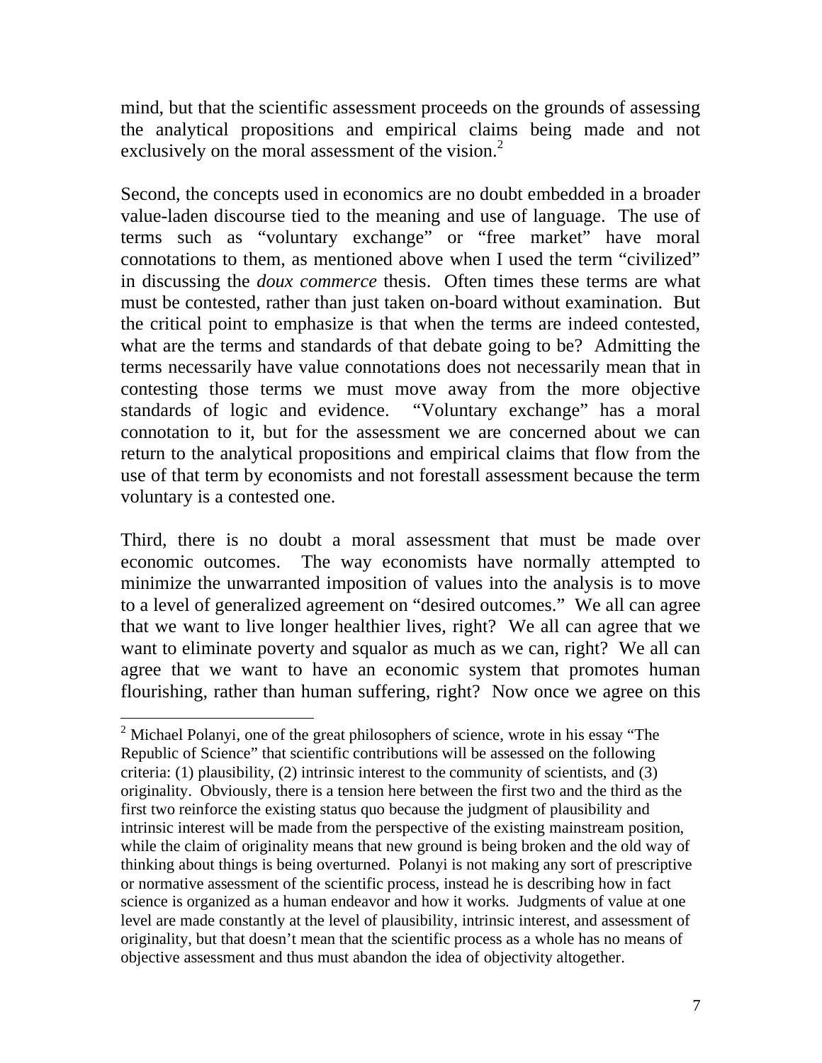mind, but that the scientific assessment proceeds on the grounds of assessing the analytical propositions and empirical claims being made and not exclusively on the moral assessment of the vision.[2]

Second, the concepts used in economics are no doubt embedded in a broader value-laden discourse tied to the meaning and use of language. The use of terms such as "voluntary exchange" or "free market" have moral connotations to them, as mentioned above when I used the term "civilized" in discussing the *doux commerce* thesis. Often times these terms are what must be contested, rather than just taken on-board without examination. But the critical point to emphasize is that when the terms are indeed contested, what are the terms and standards of that debate going to be? Admitting the terms necessarily have value connotations does not necessarily mean that in contesting those terms we must move away from the more objective standards of logic and evidence. "Voluntary exchange" has a moral connotation to it, but for the assessment we are concerned about we can return to the analytical propositions and empirical claims that flow from the use of that term by economists and not forestall assessment because the term voluntary is a contested one.

Third, there is no doubt a moral assessment that must be made over economic outcomes. The way economists have normally attempted to minimize the unwarranted imposition of values into the analysis is to move to a level of generalized agreement on "desired outcomes." We all can agree that we want to live longer healthier lives, right? We all can agree that we want to eliminate poverty and squalor as much as we can, right? We all can agree that we want to have an economic system that promotes human flourishing, rather than human suffering, right? Now once we agree on this

---

[2] Michael Polanyi, one of the great philosophers of science, wrote in his essay "The Republic of Science" that scientific contributions will be assessed on the following criteria: (1) plausibility, (2) intrinsic interest to the community of scientists, and (3) originality. Obviously, there is a tension here between the first two and the third as the first two reinforce the existing status quo because the judgment of plausibility and intrinsic interest will be made from the perspective of the existing mainstream position, while the claim of originality means that new ground is being broken and the old way of thinking about things is being overturned. Polanyi is not making any sort of prescriptive or normative assessment of the scientific process, instead he is describing how in fact science is organized as a human endeavor and how it works. Judgments of value at one level are made constantly at the level of plausibility, intrinsic interest, and assessment of originality, but that doesn't mean that the scientific process as a whole has no means of objective assessment and thus must abandon the idea of objectivity altogether.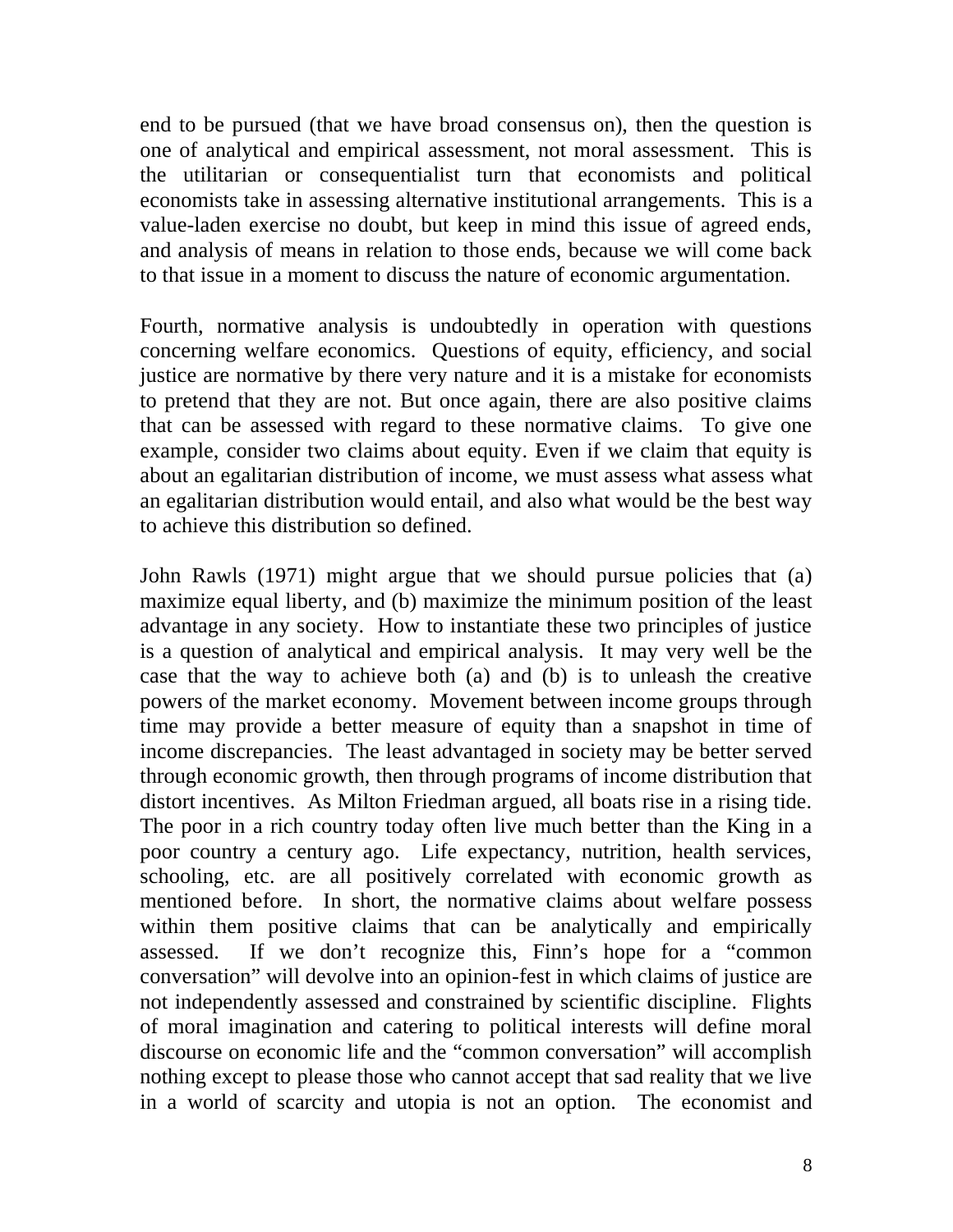end to be pursued (that we have broad consensus on), then the question is one of analytical and empirical assessment, not moral assessment. This is the utilitarian or consequentialist turn that economists and political economists take in assessing alternative institutional arrangements. This is a value-laden exercise no doubt, but keep in mind this issue of agreed ends, and analysis of means in relation to those ends, because we will come back to that issue in a moment to discuss the nature of economic argumentation.

Fourth, normative analysis is undoubtedly in operation with questions concerning welfare economics. Questions of equity, efficiency, and social justice are normative by there very nature and it is a mistake for economists to pretend that they are not. But once again, there are also positive claims that can be assessed with regard to these normative claims. To give one example, consider two claims about equity. Even if we claim that equity is about an egalitarian distribution of income, we must assess what assess what an egalitarian distribution would entail, and also what would be the best way to achieve this distribution so defined.

John Rawls (1971) might argue that we should pursue policies that (a) maximize equal liberty, and (b) maximize the minimum position of the least advantage in any society. How to instantiate these two principles of justice is a question of analytical and empirical analysis. It may very well be the case that the way to achieve both (a) and (b) is to unleash the creative powers of the market economy. Movement between income groups through time may provide a better measure of equity than a snapshot in time of income discrepancies. The least advantaged in society may be better served through economic growth, then through programs of income distribution that distort incentives. As Milton Friedman argued, all boats rise in a rising tide. The poor in a rich country today often live much better than the King in a poor country a century ago. Life expectancy, nutrition, health services, schooling, etc. are all positively correlated with economic growth as mentioned before. In short, the normative claims about welfare possess within them positive claims that can be analytically and empirically assessed. If we don't recognize this, Finn's hope for a "common conversation" will devolve into an opinion-fest in which claims of justice are not independently assessed and constrained by scientific discipline. Flights of moral imagination and catering to political interests will define moral discourse on economic life and the "common conversation" will accomplish nothing except to please those who cannot accept that sad reality that we live in a world of scarcity and utopia is not an option. The economist and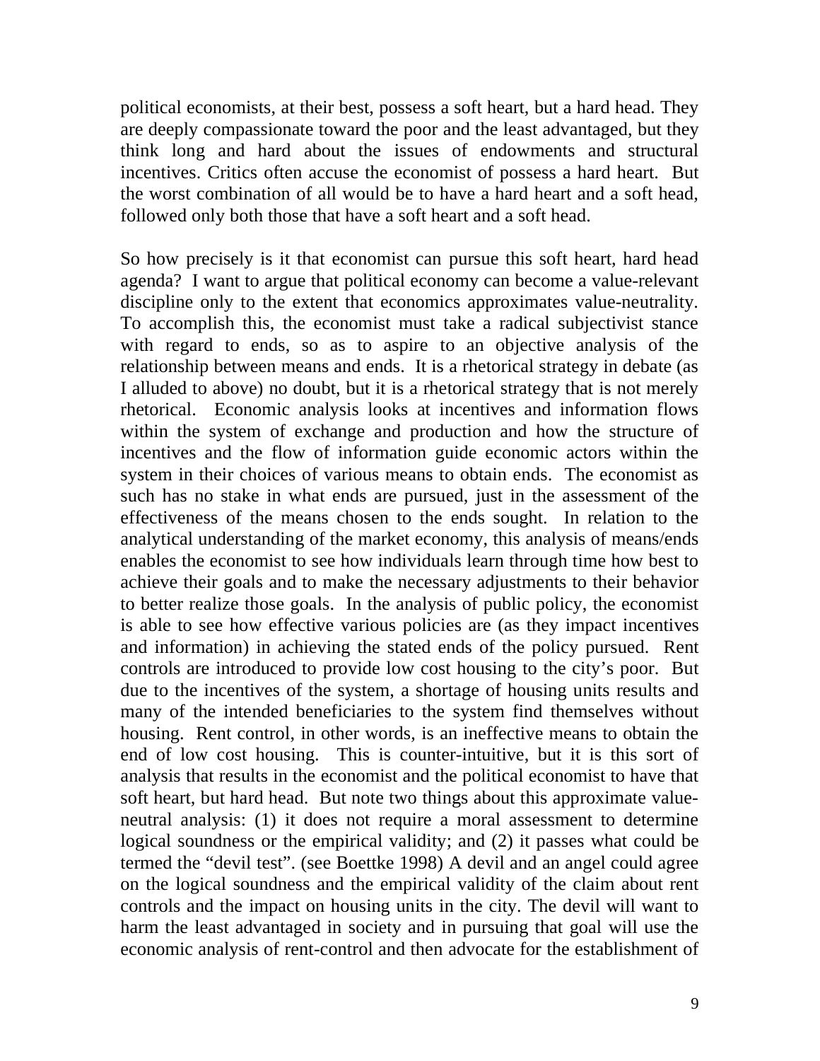political economists, at their best, possess a soft heart, but a hard head. They are deeply compassionate toward the poor and the least advantaged, but they think long and hard about the issues of endowments and structural incentives. Critics often accuse the economist of possess a hard heart. But the worst combination of all would be to have a hard heart and a soft head, followed only both those that have a soft heart and a soft head.

So how precisely is it that economist can pursue this soft heart, hard head agenda? I want to argue that political economy can become a value-relevant discipline only to the extent that economics approximates value-neutrality. To accomplish this, the economist must take a radical subjectivist stance with regard to ends, so as to aspire to an objective analysis of the relationship between means and ends. It is a rhetorical strategy in debate (as I alluded to above) no doubt, but it is a rhetorical strategy that is not merely rhetorical. Economic analysis looks at incentives and information flows within the system of exchange and production and how the structure of incentives and the flow of information guide economic actors within the system in their choices of various means to obtain ends. The economist as such has no stake in what ends are pursued, just in the assessment of the effectiveness of the means chosen to the ends sought. In relation to the analytical understanding of the market economy, this analysis of means/ends enables the economist to see how individuals learn through time how best to achieve their goals and to make the necessary adjustments to their behavior to better realize those goals. In the analysis of public policy, the economist is able to see how effective various policies are (as they impact incentives and information) in achieving the stated ends of the policy pursued. Rent controls are introduced to provide low cost housing to the city's poor. But due to the incentives of the system, a shortage of housing units results and many of the intended beneficiaries to the system find themselves without housing. Rent control, in other words, is an ineffective means to obtain the end of low cost housing. This is counter-intuitive, but it is this sort of analysis that results in the economist and the political economist to have that soft heart, but hard head. But note two things about this approximate value-neutral analysis: (1) it does not require a moral assessment to determine logical soundness or the empirical validity; and (2) it passes what could be termed the "devil test". (see Boettke 1998) A devil and an angel could agree on the logical soundness and the empirical validity of the claim about rent controls and the impact on housing units in the city. The devil will want to harm the least advantaged in society and in pursuing that goal will use the economic analysis of rent-control and then advocate for the establishment of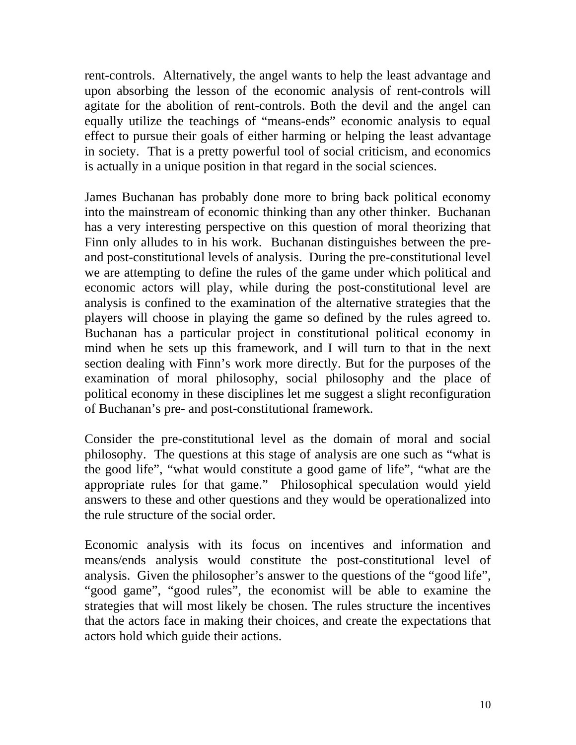rent-controls. Alternatively, the angel wants to help the least advantage and upon absorbing the lesson of the economic analysis of rent-controls will agitate for the abolition of rent-controls. Both the devil and the angel can equally utilize the teachings of "means-ends" economic analysis to equal effect to pursue their goals of either harming or helping the least advantage in society. That is a pretty powerful tool of social criticism, and economics is actually in a unique position in that regard in the social sciences.

James Buchanan has probably done more to bring back political economy into the mainstream of economic thinking than any other thinker. Buchanan has a very interesting perspective on this question of moral theorizing that Finn only alludes to in his work. Buchanan distinguishes between the pre- and post-constitutional levels of analysis. During the pre-constitutional level we are attempting to define the rules of the game under which political and economic actors will play, while during the post-constitutional level are analysis is confined to the examination of the alternative strategies that the players will choose in playing the game so defined by the rules agreed to. Buchanan has a particular project in constitutional political economy in mind when he sets up this framework, and I will turn to that in the next section dealing with Finn's work more directly. But for the purposes of the examination of moral philosophy, social philosophy and the place of political economy in these disciplines let me suggest a slight reconfiguration of Buchanan's pre- and post-constitutional framework.

Consider the pre-constitutional level as the domain of moral and social philosophy. The questions at this stage of analysis are one such as "what is the good life", "what would constitute a good game of life", "what are the appropriate rules for that game." Philosophical speculation would yield answers to these and other questions and they would be operationalized into the rule structure of the social order.

Economic analysis with its focus on incentives and information and means/ends analysis would constitute the post-constitutional level of analysis. Given the philosopher's answer to the questions of the "good life", "good game", "good rules", the economist will be able to examine the strategies that will most likely be chosen. The rules structure the incentives that the actors face in making their choices, and create the expectations that actors hold which guide their actions.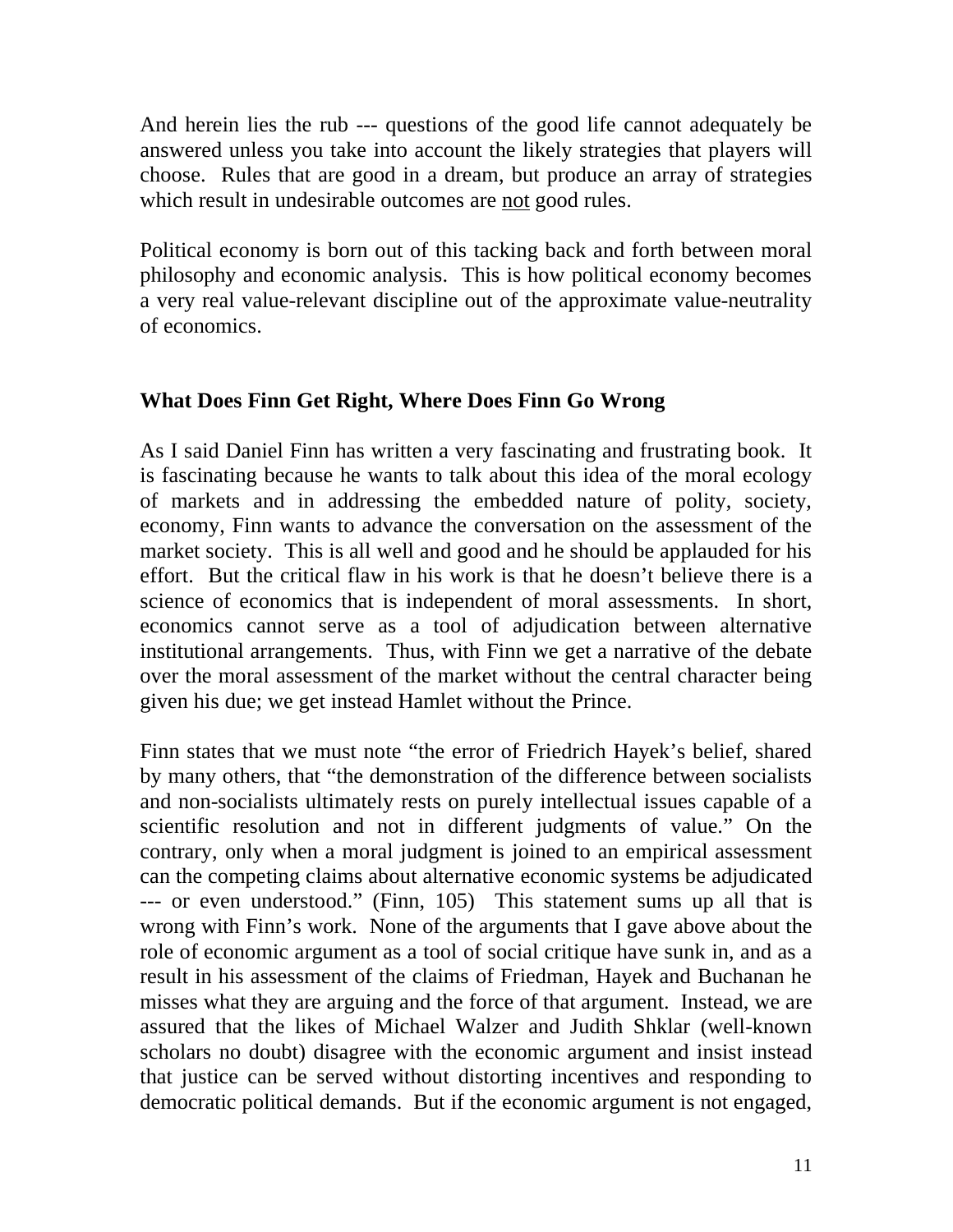And herein lies the rub --- questions of the good life cannot adequately be answered unless you take into account the likely strategies that players will choose. Rules that are good in a dream, but produce an array of strategies which result in undesirable outcomes are <u>not</u> good rules.

Political economy is born out of this tacking back and forth between moral philosophy and economic analysis. This is how political economy becomes a very real value-relevant discipline out of the approximate value-neutrality of economics.

## What Does Finn Get Right, Where Does Finn Go Wrong

As I said Daniel Finn has written a very fascinating and frustrating book. It is fascinating because he wants to talk about this idea of the moral ecology of markets and in addressing the embedded nature of polity, society, economy, Finn wants to advance the conversation on the assessment of the market society. This is all well and good and he should be applauded for his effort. But the critical flaw in his work is that he doesn't believe there is a science of economics that is independent of moral assessments. In short, economics cannot serve as a tool of adjudication between alternative institutional arrangements. Thus, with Finn we get a narrative of the debate over the moral assessment of the market without the central character being given his due; we get instead Hamlet without the Prince.

Finn states that we must note "the error of Friedrich Hayek's belief, shared by many others, that "the demonstration of the difference between socialists and non-socialists ultimately rests on purely intellectual issues capable of a scientific resolution and not in different judgments of value." On the contrary, only when a moral judgment is joined to an empirical assessment can the competing claims about alternative economic systems be adjudicated --- or even understood." (Finn, 105) This statement sums up all that is wrong with Finn's work. None of the arguments that I gave above about the role of economic argument as a tool of social critique have sunk in, and as a result in his assessment of the claims of Friedman, Hayek and Buchanan he misses what they are arguing and the force of that argument. Instead, we are assured that the likes of Michael Walzer and Judith Shklar (well-known scholars no doubt) disagree with the economic argument and insist instead that justice can be served without distorting incentives and responding to democratic political demands. But if the economic argument is not engaged,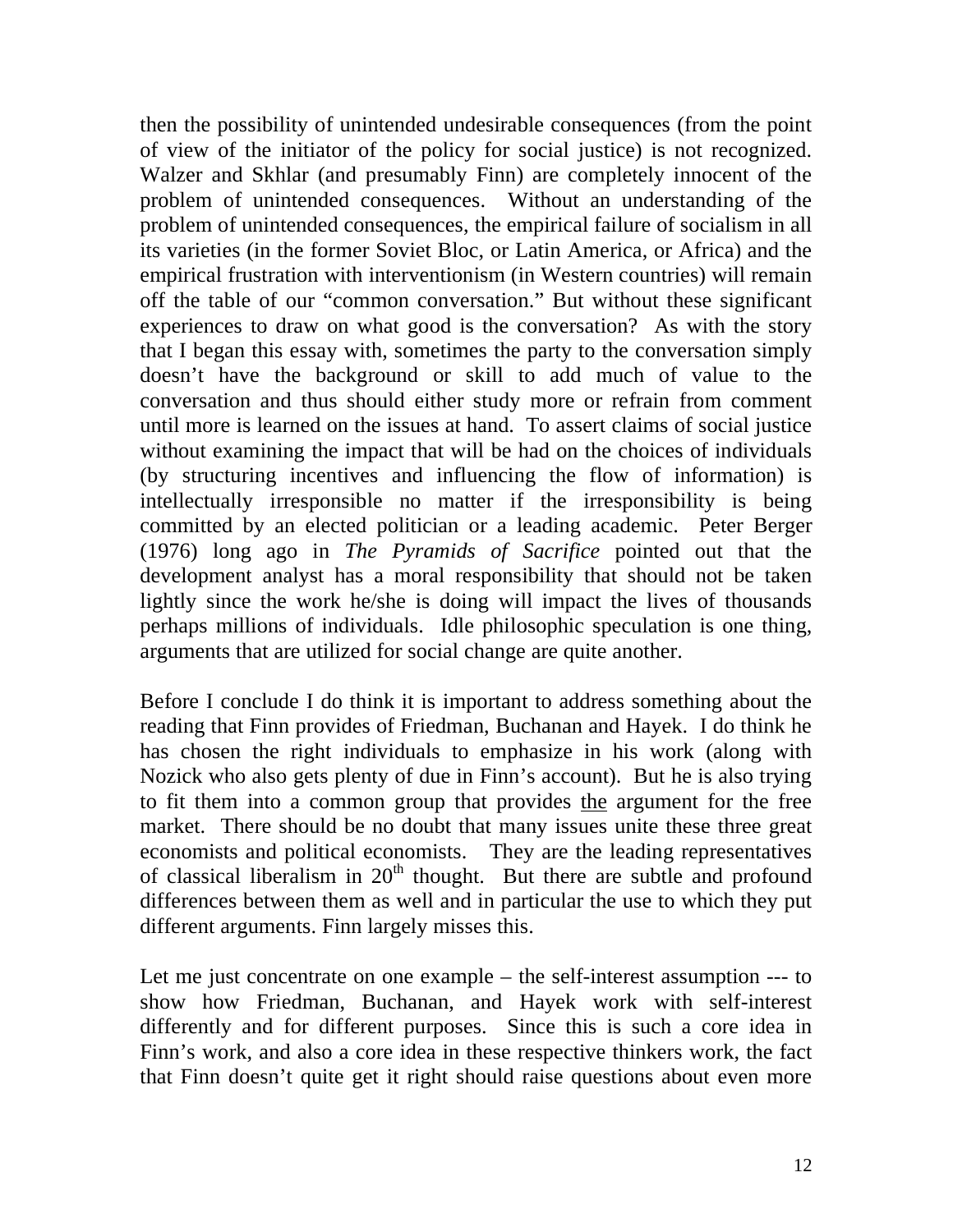then the possibility of unintended undesirable consequences (from the point of view of the initiator of the policy for social justice) is not recognized. Walzer and Skhlar (and presumably Finn) are completely innocent of the problem of unintended consequences. Without an understanding of the problem of unintended consequences, the empirical failure of socialism in all its varieties (in the former Soviet Bloc, or Latin America, or Africa) and the empirical frustration with interventionism (in Western countries) will remain off the table of our "common conversation." But without these significant experiences to draw on what good is the conversation? As with the story that I began this essay with, sometimes the party to the conversation simply doesn't have the background or skill to add much of value to the conversation and thus should either study more or refrain from comment until more is learned on the issues at hand. To assert claims of social justice without examining the impact that will be had on the choices of individuals (by structuring incentives and influencing the flow of information) is intellectually irresponsible no matter if the irresponsibility is being committed by an elected politician or a leading academic. Peter Berger (1976) long ago in *The Pyramids of Sacrifice* pointed out that the development analyst has a moral responsibility that should not be taken lightly since the work he/she is doing will impact the lives of thousands perhaps millions of individuals. Idle philosophic speculation is one thing, arguments that are utilized for social change are quite another.

Before I conclude I do think it is important to address something about the reading that Finn provides of Friedman, Buchanan and Hayek. I do think he has chosen the right individuals to emphasize in his work (along with Nozick who also gets plenty of due in Finn's account). But he is also trying to fit them into a common group that provides <u>the</u> argument for the free market. There should be no doubt that many issues unite these three great economists and political economists. They are the leading representatives of classical liberalism in 20th thought. But there are subtle and profound differences between them as well and in particular the use to which they put different arguments. Finn largely misses this.

Let me just concentrate on one example – the self-interest assumption --- to show how Friedman, Buchanan, and Hayek work with self-interest differently and for different purposes. Since this is such a core idea in Finn's work, and also a core idea in these respective thinkers work, the fact that Finn doesn't quite get it right should raise questions about even more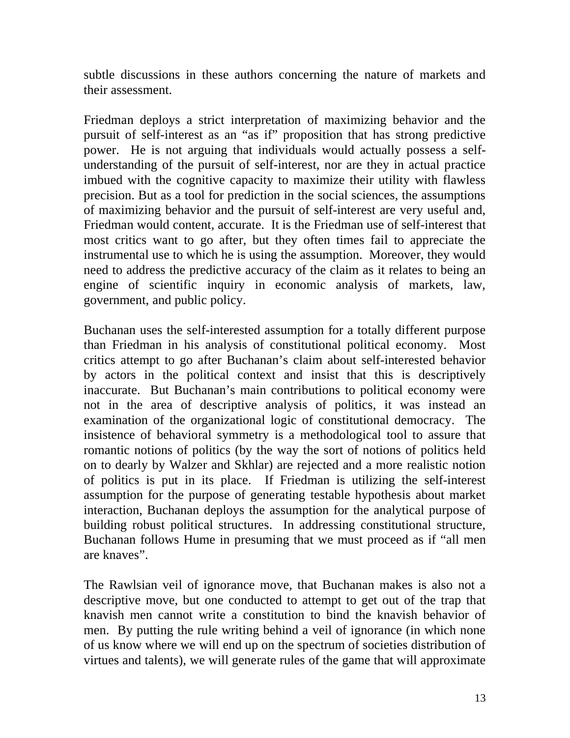subtle discussions in these authors concerning the nature of markets and their assessment.

Friedman deploys a strict interpretation of maximizing behavior and the pursuit of self-interest as an "as if" proposition that has strong predictive power. He is not arguing that individuals would actually possess a self-understanding of the pursuit of self-interest, nor are they in actual practice imbued with the cognitive capacity to maximize their utility with flawless precision. But as a tool for prediction in the social sciences, the assumptions of maximizing behavior and the pursuit of self-interest are very useful and, Friedman would content, accurate. It is the Friedman use of self-interest that most critics want to go after, but they often times fail to appreciate the instrumental use to which he is using the assumption. Moreover, they would need to address the predictive accuracy of the claim as it relates to being an engine of scientific inquiry in economic analysis of markets, law, government, and public policy.

Buchanan uses the self-interested assumption for a totally different purpose than Friedman in his analysis of constitutional political economy. Most critics attempt to go after Buchanan's claim about self-interested behavior by actors in the political context and insist that this is descriptively inaccurate. But Buchanan's main contributions to political economy were not in the area of descriptive analysis of politics, it was instead an examination of the organizational logic of constitutional democracy. The insistence of behavioral symmetry is a methodological tool to assure that romantic notions of politics (by the way the sort of notions of politics held on to dearly by Walzer and Skhlar) are rejected and a more realistic notion of politics is put in its place. If Friedman is utilizing the self-interest assumption for the purpose of generating testable hypothesis about market interaction, Buchanan deploys the assumption for the analytical purpose of building robust political structures. In addressing constitutional structure, Buchanan follows Hume in presuming that we must proceed as if "all men are knaves".

The Rawlsian veil of ignorance move, that Buchanan makes is also not a descriptive move, but one conducted to attempt to get out of the trap that knavish men cannot write a constitution to bind the knavish behavior of men. By putting the rule writing behind a veil of ignorance (in which none of us know where we will end up on the spectrum of societies distribution of virtues and talents), we will generate rules of the game that will approximate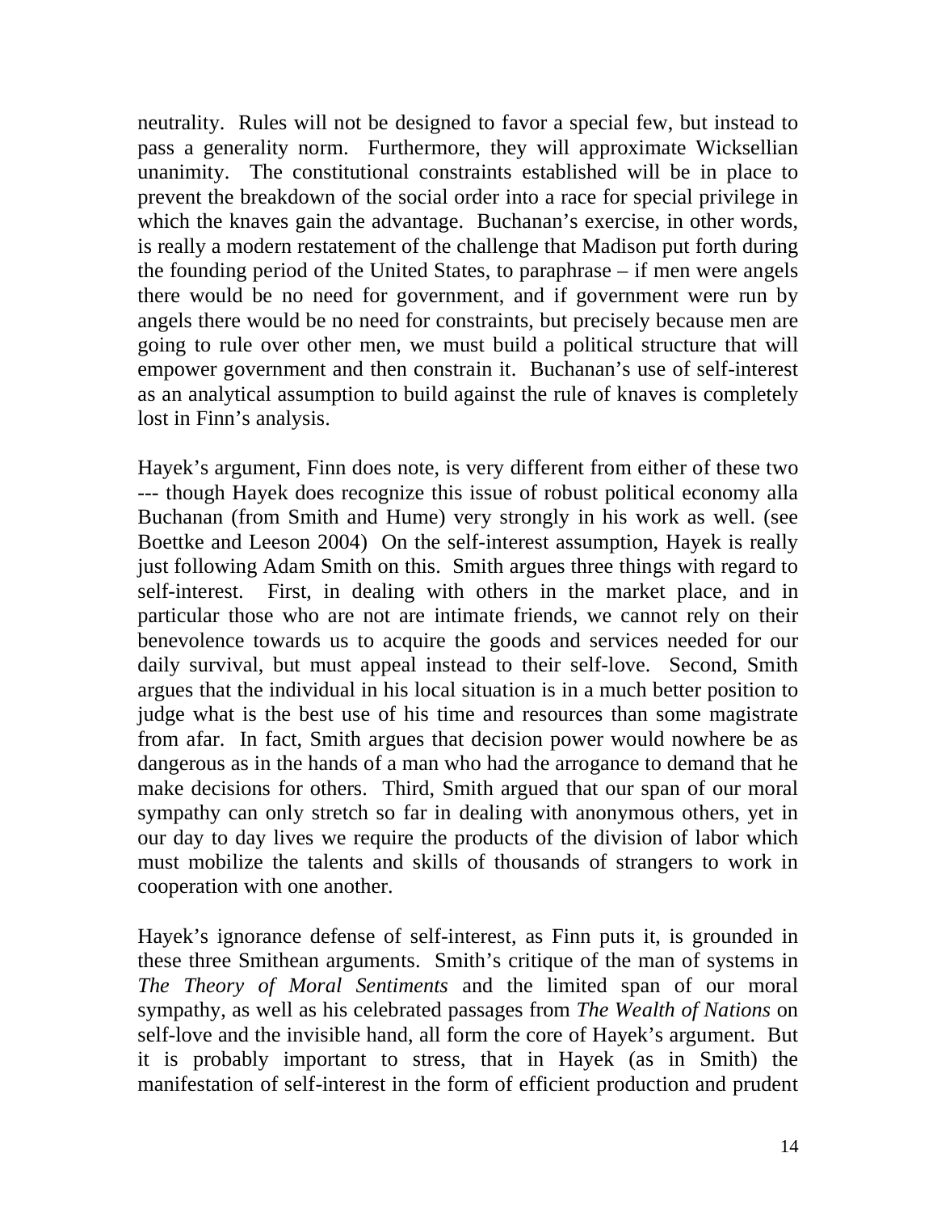neutrality. Rules will not be designed to favor a special few, but instead to pass a generality norm. Furthermore, they will approximate Wicksellian unanimity. The constitutional constraints established will be in place to prevent the breakdown of the social order into a race for special privilege in which the knaves gain the advantage. Buchanan's exercise, in other words, is really a modern restatement of the challenge that Madison put forth during the founding period of the United States, to paraphrase – if men were angels there would be no need for government, and if government were run by angels there would be no need for constraints, but precisely because men are going to rule over other men, we must build a political structure that will empower government and then constrain it. Buchanan's use of self-interest as an analytical assumption to build against the rule of knaves is completely lost in Finn's analysis.

Hayek's argument, Finn does note, is very different from either of these two --- though Hayek does recognize this issue of robust political economy alla Buchanan (from Smith and Hume) very strongly in his work as well. (see Boettke and Leeson 2004) On the self-interest assumption, Hayek is really just following Adam Smith on this. Smith argues three things with regard to self-interest. First, in dealing with others in the market place, and in particular those who are not are intimate friends, we cannot rely on their benevolence towards us to acquire the goods and services needed for our daily survival, but must appeal instead to their self-love. Second, Smith argues that the individual in his local situation is in a much better position to judge what is the best use of his time and resources than some magistrate from afar. In fact, Smith argues that decision power would nowhere be as dangerous as in the hands of a man who had the arrogance to demand that he make decisions for others. Third, Smith argued that our span of our moral sympathy can only stretch so far in dealing with anonymous others, yet in our day to day lives we require the products of the division of labor which must mobilize the talents and skills of thousands of strangers to work in cooperation with one another.

Hayek's ignorance defense of self-interest, as Finn puts it, is grounded in these three Smithean arguments. Smith's critique of the man of systems in *The Theory of Moral Sentiments* and the limited span of our moral sympathy, as well as his celebrated passages from *The Wealth of Nations* on self-love and the invisible hand, all form the core of Hayek's argument. But it is probably important to stress, that in Hayek (as in Smith) the manifestation of self-interest in the form of efficient production and prudent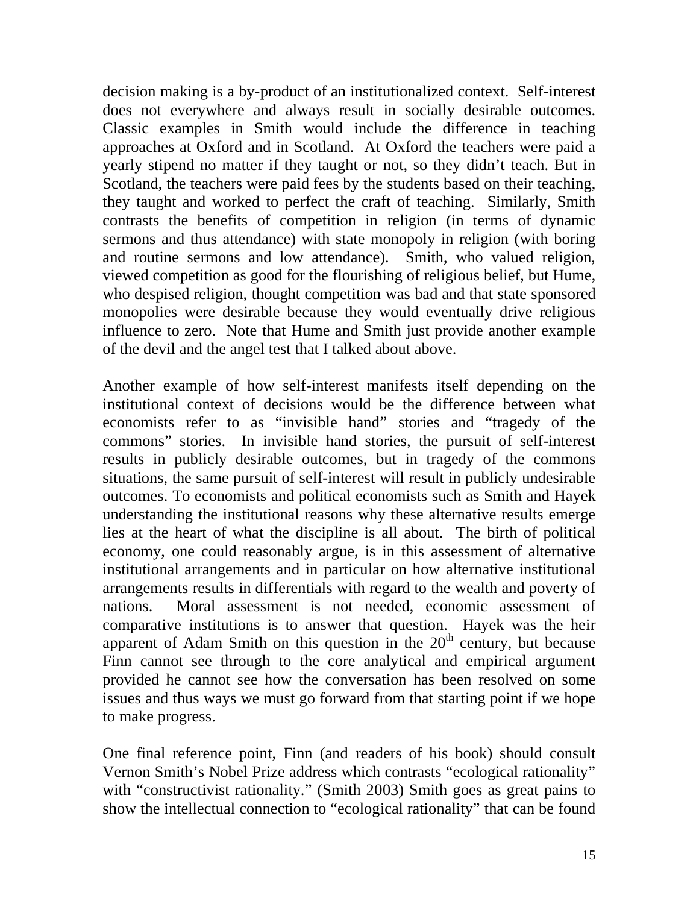decision making is a by-product of an institutionalized context. Self-interest does not everywhere and always result in socially desirable outcomes. Classic examples in Smith would include the difference in teaching approaches at Oxford and in Scotland. At Oxford the teachers were paid a yearly stipend no matter if they taught or not, so they didn't teach. But in Scotland, the teachers were paid fees by the students based on their teaching, they taught and worked to perfect the craft of teaching. Similarly, Smith contrasts the benefits of competition in religion (in terms of dynamic sermons and thus attendance) with state monopoly in religion (with boring and routine sermons and low attendance). Smith, who valued religion, viewed competition as good for the flourishing of religious belief, but Hume, who despised religion, thought competition was bad and that state sponsored monopolies were desirable because they would eventually drive religious influence to zero. Note that Hume and Smith just provide another example of the devil and the angel test that I talked about above.

Another example of how self-interest manifests itself depending on the institutional context of decisions would be the difference between what economists refer to as "invisible hand" stories and "tragedy of the commons" stories. In invisible hand stories, the pursuit of self-interest results in publicly desirable outcomes, but in tragedy of the commons situations, the same pursuit of self-interest will result in publicly undesirable outcomes. To economists and political economists such as Smith and Hayek understanding the institutional reasons why these alternative results emerge lies at the heart of what the discipline is all about. The birth of political economy, one could reasonably argue, is in this assessment of alternative institutional arrangements and in particular on how alternative institutional arrangements results in differentials with regard to the wealth and poverty of nations. Moral assessment is not needed, economic assessment of comparative institutions is to answer that question. Hayek was the heir apparent of Adam Smith on this question in the 20th century, but because Finn cannot see through to the core analytical and empirical argument provided he cannot see how the conversation has been resolved on some issues and thus ways we must go forward from that starting point if we hope to make progress.

One final reference point, Finn (and readers of his book) should consult Vernon Smith's Nobel Prize address which contrasts "ecological rationality" with "constructivist rationality." (Smith 2003) Smith goes as great pains to show the intellectual connection to "ecological rationality" that can be found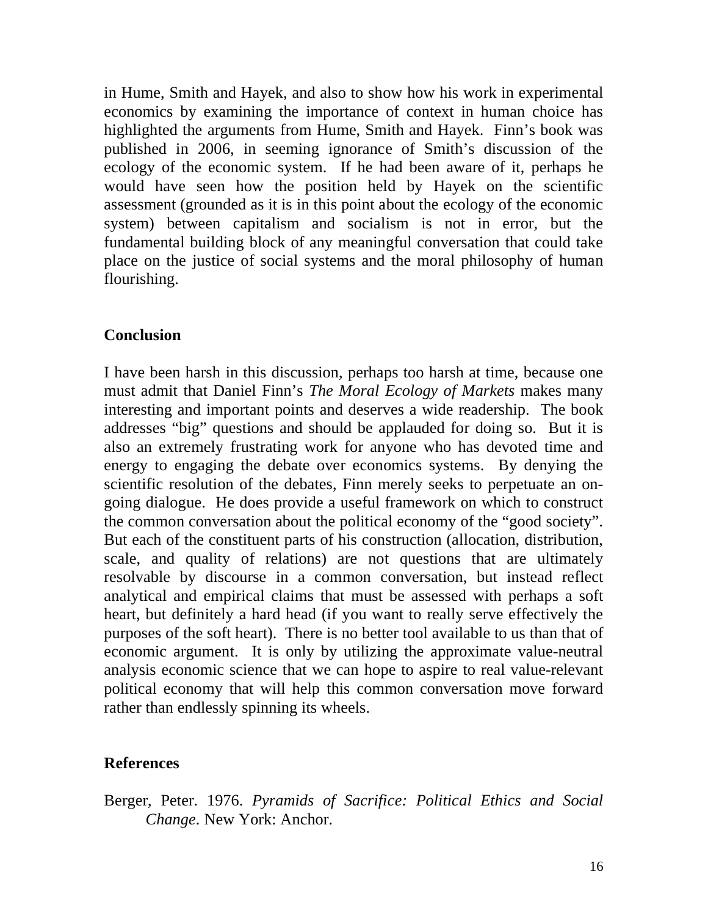in Hume, Smith and Hayek, and also to show how his work in experimental economics by examining the importance of context in human choice has highlighted the arguments from Hume, Smith and Hayek. Finn's book was published in 2006, in seeming ignorance of Smith's discussion of the ecology of the economic system. If he had been aware of it, perhaps he would have seen how the position held by Hayek on the scientific assessment (grounded as it is in this point about the ecology of the economic system) between capitalism and socialism is not in error, but the fundamental building block of any meaningful conversation that could take place on the justice of social systems and the moral philosophy of human flourishing.

## Conclusion

I have been harsh in this discussion, perhaps too harsh at time, because one must admit that Daniel Finn's *The Moral Ecology of Markets* makes many interesting and important points and deserves a wide readership. The book addresses "big" questions and should be applauded for doing so. But it is also an extremely frustrating work for anyone who has devoted time and energy to engaging the debate over economics systems. By denying the scientific resolution of the debates, Finn merely seeks to perpetuate an on-going dialogue. He does provide a useful framework on which to construct the common conversation about the political economy of the "good society". But each of the constituent parts of his construction (allocation, distribution, scale, and quality of relations) are not questions that are ultimately resolvable by discourse in a common conversation, but instead reflect analytical and empirical claims that must be assessed with perhaps a soft heart, but definitely a hard head (if you want to really serve effectively the purposes of the soft heart). There is no better tool available to us than that of economic argument. It is only by utilizing the approximate value-neutral analysis economic science that we can hope to aspire to real value-relevant political economy that will help this common conversation move forward rather than endlessly spinning its wheels.

## References

Berger, Peter. 1976. *Pyramids of Sacrifice: Political Ethics and Social Change*. New York: Anchor.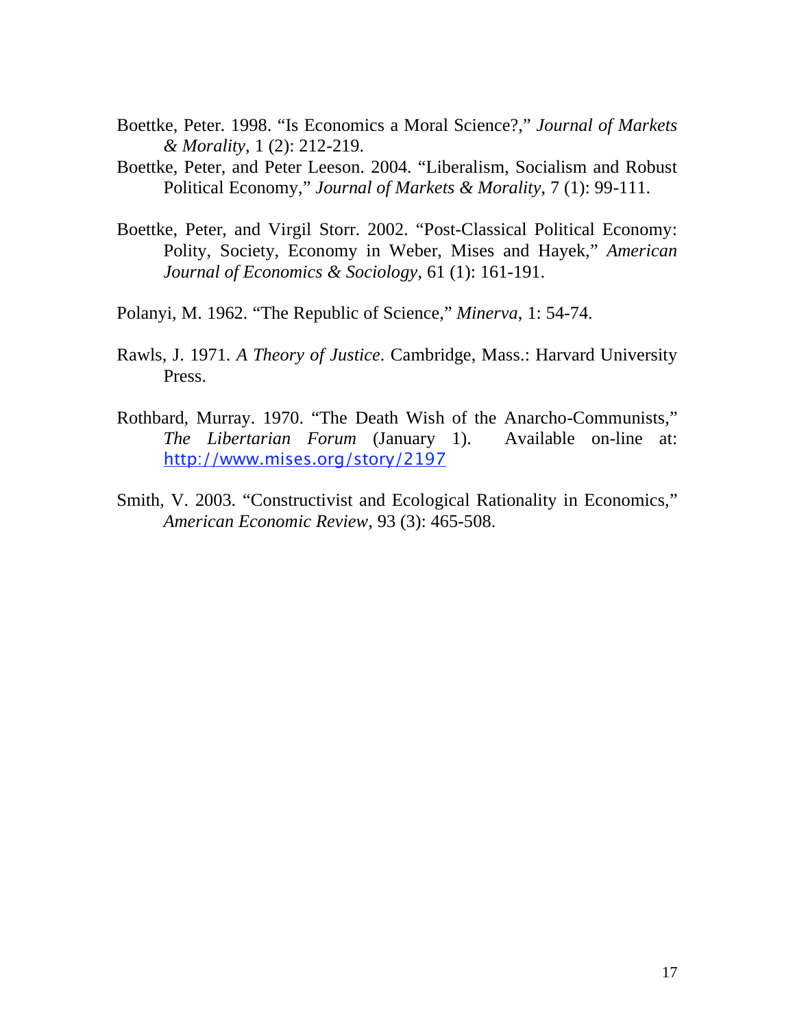Boettke, Peter. 1998. "Is Economics a Moral Science?," *Journal of Markets & Morality*, 1 (2): 212-219.

Boettke, Peter, and Peter Leeson. 2004. "Liberalism, Socialism and Robust Political Economy," *Journal of Markets & Morality*, 7 (1): 99-111.

Boettke, Peter, and Virgil Storr. 2002. "Post-Classical Political Economy: Polity, Society, Economy in Weber, Mises and Hayek," *American Journal of Economics & Sociology*, 61 (1): 161-191.

Polanyi, M. 1962. "The Republic of Science," *Minerva*, 1: 54-74.

Rawls, J. 1971. *A Theory of Justice*. Cambridge, Mass.: Harvard University Press.

Rothbard, Murray. 1970. "The Death Wish of the Anarcho-Communists," *The Libertarian Forum* (January 1). Available on-line at: http://www.mises.org/story/2197

Smith, V. 2003. "Constructivist and Ecological Rationality in Economics," *American Economic Review*, 93 (3): 465-508.